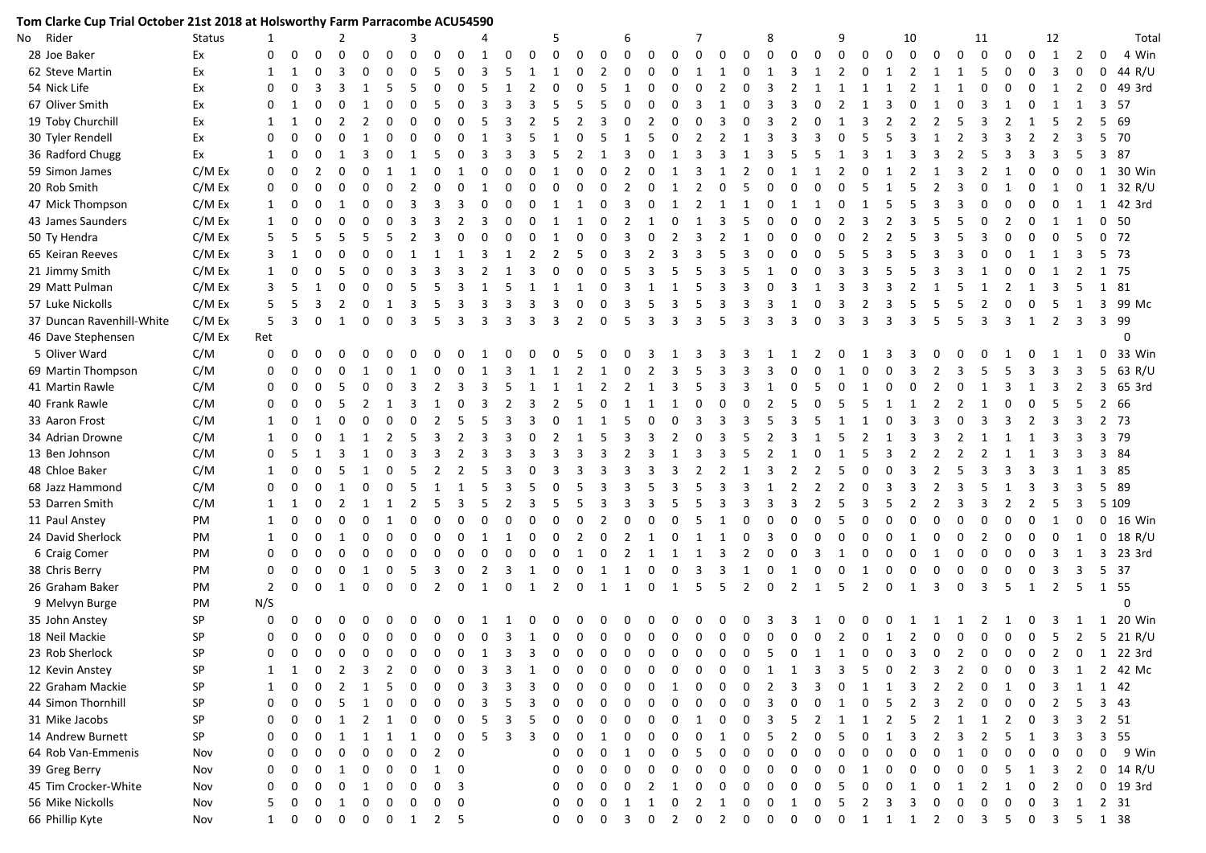# Tom Clarke Cup Trial October 21st 2018 at Holsworthy Farm Parracombe ACU54590

| No | Rider | Status | 1 | | | 2 | | | 3 | | | 4 | | | 5 | | | 6 | | | 7 | | | 8 | | | 9 | | | 10 | | | 11 | | | 12 | | | Total |
|---|---|---|---|---|---|---|---|---|---|---|---|---|---|---|---|---|---|---|---|---|---|---|---|---|---|---|---|---|---|---|---|---|---|---|---|---|---|---|---|
| 28 | Joe Baker | Ex | 0 | 0 | 0 | 0 | 0 | 0 | 0 | 0 | 0 | 1 | 0 | 0 | 0 | 0 | 0 | 0 | 0 | 0 | 0 | 0 | 0 | 0 | 0 | 0 | 0 | 0 | 0 | 0 | 0 | 0 | 0 | 0 | 0 | 1 | 2 | 0 | 4 Win |
| 62 | Steve Martin | Ex | 1 | 1 | 0 | 3 | 0 | 0 | 0 | 5 | 0 | 3 | 5 | 1 | 1 | 0 | 2 | 0 | 0 | 0 | 1 | 1 | 0 | 1 | 3 | 1 | 2 | 0 | 1 | 2 | 1 | 1 | 5 | 0 | 0 | 3 | 0 | 0 | 44 R/U |
| 54 | Nick Life | Ex | 0 | 0 | 3 | 3 | 1 | 5 | 5 | 0 | 0 | 5 | 1 | 2 | 0 | 0 | 5 | 1 | 0 | 0 | 0 | 2 | 0 | 3 | 2 | 1 | 1 | 1 | 1 | 2 | 1 | 1 | 0 | 0 | 0 | 1 | 2 | 0 | 49 3rd |
| 67 | Oliver Smith | Ex | 0 | 1 | 0 | 0 | 1 | 0 | 0 | 5 | 0 | 3 | 3 | 3 | 5 | 5 | 5 | 0 | 0 | 0 | 3 | 1 | 0 | 3 | 3 | 0 | 2 | 1 | 3 | 0 | 1 | 0 | 3 | 1 | 0 | 1 | 1 | 3 | 57 |
| 19 | Toby Churchill | Ex | 1 | 1 | 0 | 2 | 2 | 0 | 0 | 0 | 0 | 5 | 3 | 2 | 5 | 2 | 3 | 0 | 2 | 0 | 0 | 3 | 0 | 3 | 2 | 0 | 1 | 3 | 2 | 2 | 2 | 5 | 3 | 2 | 1 | 5 | 2 | 5 | 69 |
| 30 | Tyler Rendell | Ex | 0 | 0 | 0 | 0 | 1 | 0 | 0 | 0 | 0 | 1 | 3 | 5 | 1 | 0 | 5 | 1 | 5 | 0 | 2 | 2 | 1 | 3 | 3 | 3 | 0 | 5 | 5 | 3 | 1 | 2 | 3 | 3 | 2 | 2 | 3 | 5 | 70 |
| 36 | Radford Chugg | Ex | 1 | 0 | 0 | 1 | 3 | 0 | 1 | 5 | 0 | 3 | 3 | 3 | 5 | 2 | 1 | 3 | 0 | 1 | 3 | 3 | 1 | 3 | 5 | 5 | 1 | 3 | 1 | 3 | 3 | 2 | 5 | 3 | 3 | 3 | 5 | 3 | 87 |
| 59 | Simon James | C/M Ex | 0 | 0 | 2 | 0 | 0 | 1 | 1 | 0 | 1 | 0 | 0 | 0 | 1 | 0 | 0 | 2 | 0 | 1 | 3 | 1 | 2 | 0 | 1 | 1 | 2 | 0 | 1 | 2 | 1 | 3 | 2 | 1 | 0 | 0 | 0 | 1 | 30 Win |
| 20 | Rob Smith | C/M Ex | 0 | 0 | 0 | 0 | 0 | 0 | 2 | 0 | 0 | 1 | 0 | 0 | 0 | 0 | 0 | 2 | 0 | 1 | 2 | 0 | 5 | 0 | 0 | 0 | 0 | 5 | 1 | 5 | 2 | 3 | 0 | 1 | 0 | 1 | 0 | 1 | 32 R/U |
| 47 | Mick Thompson | C/M Ex | 1 | 0 | 0 | 1 | 0 | 0 | 3 | 3 | 3 | 0 | 0 | 0 | 1 | 1 | 0 | 3 | 0 | 1 | 2 | 1 | 1 | 0 | 1 | 1 | 0 | 1 | 5 | 5 | 3 | 3 | 0 | 0 | 0 | 0 | 1 | 1 | 42 3rd |
| 43 | James Saunders | C/M Ex | 1 | 0 | 0 | 0 | 0 | 0 | 3 | 3 | 2 | 3 | 0 | 0 | 1 | 1 | 0 | 2 | 1 | 0 | 1 | 3 | 5 | 0 | 0 | 0 | 2 | 3 | 2 | 3 | 5 | 5 | 0 | 2 | 0 | 1 | 1 | 0 | 50 |
| 50 | Ty Hendra | C/M Ex | 5 | 5 | 5 | 5 | 5 | 5 | 2 | 3 | 0 | 0 | 0 | 0 | 1 | 0 | 0 | 3 | 0 | 2 | 3 | 2 | 1 | 0 | 0 | 0 | 0 | 2 | 2 | 5 | 3 | 5 | 3 | 0 | 0 | 0 | 5 | 0 | 72 |
| 65 | Keiran Reeves | C/M Ex | 3 | 1 | 0 | 0 | 0 | 0 | 1 | 1 | 1 | 3 | 1 | 2 | 2 | 5 | 0 | 3 | 2 | 3 | 3 | 5 | 3 | 0 | 0 | 0 | 5 | 5 | 3 | 5 | 3 | 3 | 0 | 0 | 1 | 1 | 3 | 5 | 73 |
| 21 | Jimmy Smith | C/M Ex | 1 | 0 | 0 | 5 | 0 | 0 | 3 | 3 | 3 | 2 | 1 | 3 | 0 | 0 | 0 | 5 | 3 | 5 | 5 | 3 | 5 | 1 | 0 | 0 | 3 | 3 | 5 | 5 | 3 | 3 | 1 | 0 | 0 | 1 | 2 | 1 | 75 |
| 29 | Matt Pulman | C/M Ex | 3 | 5 | 1 | 0 | 0 | 0 | 5 | 5 | 3 | 1 | 5 | 1 | 1 | 1 | 0 | 3 | 1 | 1 | 5 | 3 | 3 | 0 | 3 | 1 | 3 | 3 | 3 | 2 | 1 | 5 | 1 | 2 | 1 | 3 | 5 | 1 | 81 |
| 57 | Luke Nickolls | C/M Ex | 5 | 5 | 3 | 2 | 0 | 1 | 3 | 5 | 3 | 3 | 3 | 3 | 3 | 0 | 0 | 3 | 5 | 3 | 5 | 3 | 3 | 3 | 1 | 0 | 3 | 2 | 3 | 5 | 5 | 5 | 2 | 0 | 0 | 5 | 1 | 3 | 99 Mc |
| 37 | Duncan Ravenhill-White | C/M Ex | 5 | 3 | 0 | 1 | 0 | 0 | 3 | 5 | 3 | 3 | 3 | 3 | 3 | 2 | 0 | 5 | 3 | 3 | 3 | 5 | 3 | 3 | 3 | 0 | 3 | 3 | 3 | 3 | 5 | 5 | 3 | 3 | 1 | 2 | 3 | 3 | 99 |
| 46 | Dave Stephensen | C/M Ex | Ret | | | | | | | | | | | | | | | | | | | | | | | | | | | | | | | | | | | | 0 |
| 5 | Oliver Ward | C/M | 0 | 0 | 0 | 0 | 0 | 0 | 0 | 0 | 0 | 1 | 0 | 0 | 0 | 5 | 0 | 0 | 3 | 1 | 3 | 3 | 3 | 1 | 1 | 2 | 0 | 1 | 3 | 3 | 0 | 0 | 0 | 1 | 0 | 1 | 1 | 0 | 33 Win |
| 69 | Martin Thompson | C/M | 0 | 0 | 0 | 0 | 1 | 0 | 1 | 0 | 0 | 1 | 3 | 1 | 1 | 2 | 1 | 0 | 2 | 3 | 5 | 3 | 3 | 3 | 0 | 0 | 1 | 0 | 0 | 3 | 2 | 3 | 5 | 5 | 3 | 3 | 3 | 5 | 63 R/U |
| 41 | Martin Rawle | C/M | 0 | 0 | 0 | 5 | 0 | 0 | 3 | 2 | 3 | 3 | 5 | 1 | 1 | 1 | 2 | 2 | 1 | 3 | 5 | 3 | 3 | 1 | 0 | 5 | 0 | 1 | 0 | 0 | 2 | 0 | 1 | 3 | 1 | 3 | 2 | 3 | 65 3rd |
| 40 | Frank Rawle | C/M | 0 | 0 | 0 | 5 | 2 | 1 | 3 | 1 | 0 | 3 | 2 | 3 | 2 | 5 | 0 | 1 | 1 | 1 | 0 | 0 | 0 | 2 | 5 | 0 | 5 | 5 | 1 | 1 | 2 | 2 | 1 | 0 | 0 | 5 | 5 | 2 | 66 |
| 33 | Aaron Frost | C/M | 1 | 0 | 1 | 0 | 0 | 0 | 0 | 2 | 5 | 5 | 3 | 3 | 0 | 1 | 1 | 5 | 0 | 0 | 3 | 3 | 3 | 5 | 3 | 5 | 1 | 1 | 0 | 3 | 3 | 0 | 3 | 3 | 2 | 3 | 3 | 2 | 73 |
| 34 | Adrian Drowne | C/M | 1 | 0 | 0 | 1 | 1 | 2 | 5 | 3 | 2 | 3 | 3 | 0 | 2 | 1 | 5 | 3 | 3 | 2 | 0 | 3 | 5 | 2 | 3 | 1 | 5 | 2 | 1 | 3 | 3 | 2 | 1 | 1 | 1 | 3 | 3 | 3 | 79 |
| 13 | Ben Johnson | C/M | 0 | 5 | 1 | 3 | 1 | 0 | 3 | 3 | 2 | 3 | 3 | 3 | 3 | 3 | 3 | 2 | 3 | 1 | 3 | 3 | 5 | 2 | 1 | 0 | 1 | 5 | 3 | 2 | 2 | 2 | 2 | 1 | 1 | 3 | 3 | 3 | 84 |
| 48 | Chloe Baker | C/M | 1 | 0 | 0 | 5 | 1 | 0 | 5 | 2 | 2 | 5 | 3 | 0 | 3 | 3 | 3 | 3 | 3 | 3 | 2 | 2 | 1 | 3 | 2 | 2 | 5 | 0 | 0 | 3 | 2 | 5 | 3 | 3 | 3 | 3 | 1 | 3 | 85 |
| 68 | Jazz Hammond | C/M | 0 | 0 | 0 | 1 | 0 | 0 | 5 | 1 | 1 | 5 | 3 | 5 | 0 | 5 | 3 | 3 | 5 | 3 | 5 | 3 | 3 | 1 | 2 | 2 | 2 | 0 | 3 | 3 | 2 | 3 | 5 | 1 | 3 | 3 | 3 | 5 | 89 |
| 53 | Darren Smith | C/M | 1 | 1 | 0 | 2 | 1 | 1 | 2 | 5 | 3 | 5 | 2 | 3 | 5 | 5 | 3 | 3 | 3 | 5 | 5 | 3 | 3 | 3 | 3 | 2 | 5 | 3 | 5 | 2 | 2 | 3 | 3 | 2 | 2 | 5 | 3 | 5 | 109 |
| 11 | Paul Anstey | PM | 1 | 0 | 0 | 0 | 0 | 1 | 0 | 0 | 0 | 0 | 0 | 0 | 0 | 0 | 2 | 0 | 0 | 0 | 5 | 1 | 0 | 0 | 0 | 0 | 5 | 0 | 0 | 0 | 0 | 0 | 0 | 0 | 0 | 1 | 0 | 0 | 16 Win |
| 24 | David Sherlock | PM | 1 | 0 | 0 | 1 | 0 | 0 | 0 | 0 | 0 | 1 | 1 | 0 | 0 | 2 | 0 | 2 | 1 | 0 | 1 | 1 | 0 | 3 | 0 | 0 | 0 | 0 | 0 | 1 | 0 | 0 | 2 | 0 | 0 | 0 | 1 | 0 | 18 R/U |
| 6 | Craig Comer | PM | 0 | 0 | 0 | 0 | 0 | 0 | 0 | 0 | 0 | 0 | 0 | 0 | 0 | 1 | 0 | 2 | 1 | 1 | 1 | 3 | 2 | 0 | 0 | 3 | 1 | 0 | 0 | 0 | 1 | 0 | 0 | 0 | 0 | 3 | 1 | 3 | 23 3rd |
| 38 | Chris Berry | PM | 0 | 0 | 0 | 0 | 1 | 0 | 5 | 3 | 0 | 2 | 3 | 1 | 0 | 0 | 1 | 1 | 0 | 0 | 3 | 3 | 1 | 0 | 1 | 0 | 0 | 1 | 0 | 0 | 0 | 0 | 0 | 0 | 0 | 3 | 3 | 5 | 37 |
| 26 | Graham Baker | PM | 2 | 0 | 0 | 1 | 0 | 0 | 0 | 2 | 0 | 1 | 0 | 1 | 2 | 0 | 1 | 1 | 0 | 1 | 5 | 5 | 2 | 0 | 2 | 1 | 5 | 2 | 0 | 1 | 3 | 0 | 3 | 5 | 1 | 2 | 5 | 1 | 55 |
| 9 | Melvyn Burge | PM | N/S | | | | | | | | | | | | | | | | | | | | | | | | | | | | | | | | | | | | 0 |
| 35 | John Anstey | SP | 0 | 0 | 0 | 0 | 0 | 0 | 0 | 0 | 0 | 1 | 1 | 0 | 0 | 0 | 0 | 0 | 0 | 0 | 0 | 0 | 0 | 3 | 3 | 1 | 0 | 0 | 0 | 1 | 1 | 1 | 2 | 1 | 0 | 3 | 1 | 1 | 20 Win |
| 18 | Neil Mackie | SP | 0 | 0 | 0 | 0 | 0 | 0 | 0 | 0 | 0 | 0 | 3 | 1 | 0 | 0 | 0 | 0 | 0 | 0 | 0 | 0 | 0 | 0 | 0 | 0 | 2 | 0 | 1 | 2 | 0 | 0 | 0 | 0 | 0 | 5 | 2 | 5 | 21 R/U |
| 23 | Rob Sherlock | SP | 0 | 0 | 0 | 0 | 0 | 0 | 0 | 0 | 0 | 1 | 3 | 3 | 0 | 0 | 0 | 0 | 0 | 0 | 0 | 0 | 0 | 5 | 0 | 1 | 1 | 0 | 0 | 3 | 0 | 2 | 0 | 0 | 0 | 2 | 0 | 1 | 22 3rd |
| 12 | Kevin Anstey | SP | 1 | 1 | 0 | 2 | 3 | 2 | 0 | 0 | 0 | 3 | 3 | 1 | 0 | 0 | 0 | 0 | 0 | 0 | 0 | 0 | 0 | 1 | 1 | 3 | 3 | 5 | 0 | 2 | 3 | 2 | 0 | 0 | 0 | 3 | 1 | 2 | 42 Mc |
| 22 | Graham Mackie | SP | 1 | 0 | 0 | 2 | 1 | 5 | 0 | 0 | 0 | 3 | 3 | 3 | 0 | 0 | 0 | 0 | 0 | 1 | 0 | 0 | 0 | 2 | 3 | 3 | 0 | 1 | 1 | 3 | 2 | 2 | 0 | 1 | 0 | 3 | 1 | 1 | 42 |
| 44 | Simon Thornhill | SP | 0 | 0 | 0 | 5 | 1 | 0 | 0 | 0 | 0 | 3 | 5 | 3 | 0 | 0 | 0 | 0 | 0 | 0 | 0 | 0 | 0 | 3 | 0 | 0 | 1 | 0 | 5 | 2 | 3 | 2 | 0 | 0 | 0 | 2 | 5 | 3 | 43 |
| 31 | Mike Jacobs | SP | 0 | 0 | 0 | 1 | 2 | 1 | 0 | 0 | 0 | 5 | 3 | 5 | 0 | 0 | 0 | 0 | 0 | 0 | 1 | 0 | 0 | 3 | 5 | 2 | 1 | 1 | 2 | 5 | 2 | 1 | 1 | 2 | 0 | 3 | 3 | 2 | 51 |
| 14 | Andrew Burnett | SP | 0 | 0 | 0 | 1 | 1 | 1 | 1 | 0 | 0 | 5 | 3 | 3 | 0 | 0 | 1 | 0 | 0 | 0 | 0 | 1 | 0 | 5 | 2 | 0 | 5 | 0 | 1 | 3 | 2 | 3 | 2 | 5 | 1 | 3 | 3 | 3 | 55 |
| 64 | Rob Van-Emmenis | Nov | 0 | 0 | 0 | 0 | 0 | 0 | 0 | 2 | 0 | | | | 0 | 0 | 0 | 1 | 0 | 0 | 5 | 0 | 0 | 0 | 0 | 0 | 0 | 0 | 0 | 0 | 0 | 1 | 0 | 0 | 0 | 0 | 0 | 0 | 9 Win |
| 39 | Greg Berry | Nov | 0 | 0 | 0 | 1 | 0 | 0 | 0 | 1 | 0 | | | | 0 | 0 | 0 | 0 | 0 | 0 | 0 | 0 | 0 | 0 | 0 | 0 | 0 | 1 | 0 | 0 | 0 | 0 | 0 | 5 | 1 | 3 | 2 | 0 | 14 R/U |
| 45 | Tim Crocker-White | Nov | 0 | 0 | 0 | 0 | 1 | 0 | 0 | 0 | 3 | | | | 0 | 0 | 0 | 0 | 2 | 1 | 0 | 0 | 0 | 0 | 0 | 0 | 5 | 0 | 0 | 1 | 0 | 1 | 2 | 1 | 0 | 2 | 0 | 0 | 19 3rd |
| 56 | Mike Nickolls | Nov | 5 | 0 | 0 | 1 | 0 | 0 | 0 | 0 | 0 | | | | 0 | 0 | 0 | 1 | 1 | 0 | 2 | 1 | 0 | 0 | 1 | 0 | 5 | 2 | 3 | 3 | 0 | 0 | 0 | 0 | 0 | 3 | 1 | 2 | 31 |
| 66 | Phillip Kyte | Nov | 1 | 0 | 0 | 0 | 0 | 0 | 1 | 2 | 5 | | | | 0 | 0 | 0 | 3 | 0 | 2 | 0 | 2 | 0 | 0 | 0 | 0 | 0 | 1 | 1 | 1 | 2 | 0 | 3 | 5 | 0 | 3 | 5 | 1 | 38 |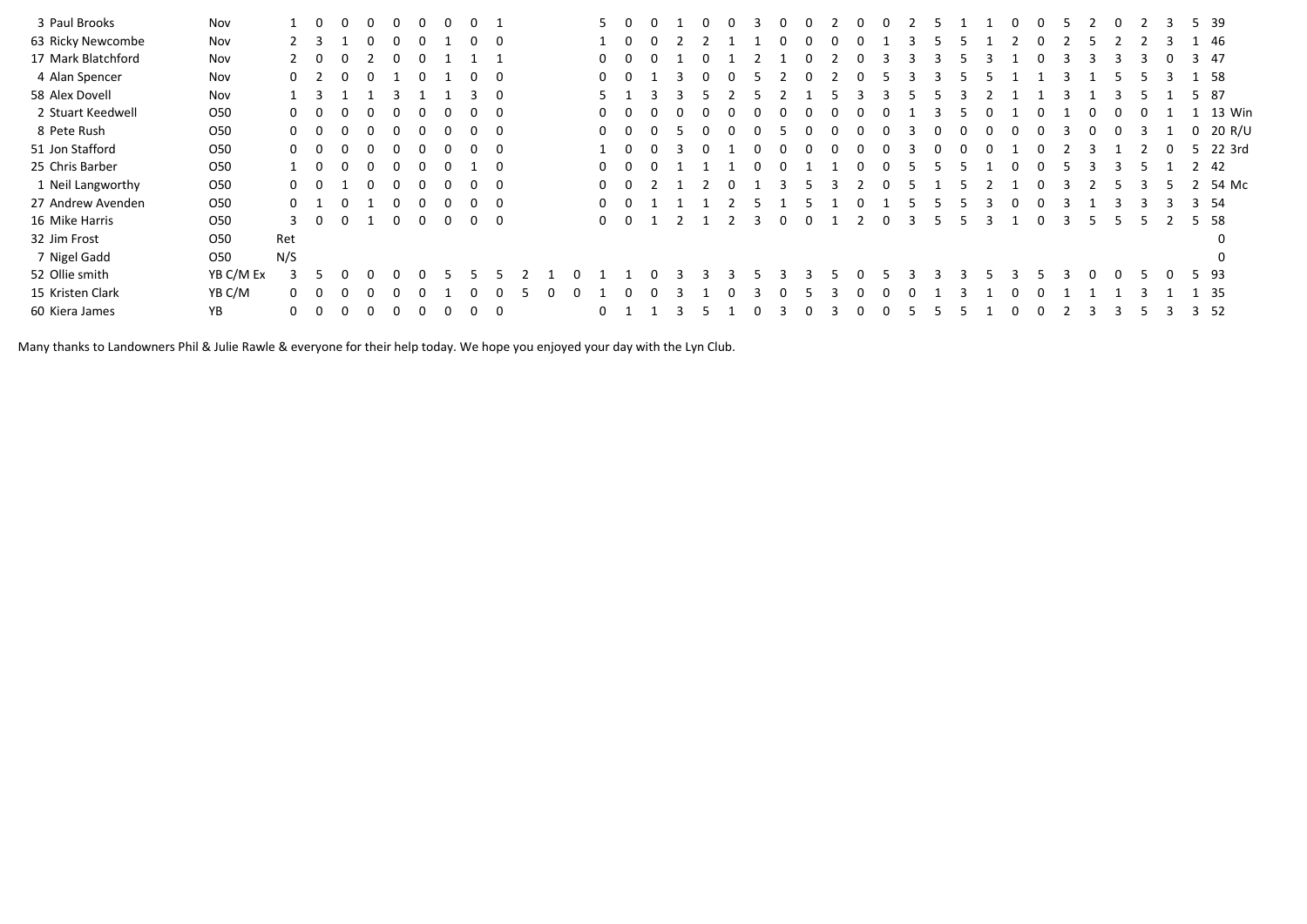| | | | | | | | | | | | | | | | | | | | | | | | | | | | | | | | | | | | | | | | |
|---|---|---|---|---|---|---|---|---|---|---|---|---|---|---|---|---|---|---|---|---|---|---|---|---|---|---|---|---|---|---|---|---|---|---|---|---|---|---|---|
| 3 Paul Brooks | Nov | 1 | 0 | 0 | 0 | 0 | 0 | 0 | 0 | 1 | | | | 5 | 0 | 0 | 1 | 0 | 0 | 3 | 0 | 0 | 2 | 0 | 0 | 2 | 5 | 1 | 1 | 0 | 0 | 5 | 2 | 0 | 2 | 3 | 5 | 39 | |
| 63 Ricky Newcombe | Nov | 2 | 3 | 1 | 0 | 0 | 0 | 1 | 0 | 0 | | | | 1 | 0 | 0 | 2 | 2 | 1 | 1 | 0 | 0 | 0 | 0 | 1 | 3 | 5 | 5 | 1 | 2 | 0 | 2 | 5 | 2 | 2 | 3 | 1 | 46 | |
| 17 Mark Blatchford | Nov | 2 | 0 | 0 | 2 | 0 | 0 | 1 | 1 | 1 | | | | 0 | 0 | 0 | 1 | 0 | 1 | 2 | 1 | 0 | 2 | 0 | 3 | 3 | 3 | 5 | 3 | 1 | 0 | 3 | 3 | 3 | 3 | 0 | 3 | 47 | |
| 4 Alan Spencer | Nov | 0 | 2 | 0 | 0 | 1 | 0 | 1 | 0 | 0 | | | | 0 | 0 | 1 | 3 | 0 | 0 | 5 | 2 | 0 | 2 | 0 | 5 | 3 | 3 | 5 | 5 | 1 | 1 | 3 | 1 | 5 | 5 | 3 | 1 | 58 | |
| 58 Alex Dovell | Nov | 1 | 3 | 1 | 1 | 3 | 1 | 1 | 3 | 0 | | | | 5 | 1 | 3 | 3 | 5 | 2 | 5 | 2 | 1 | 5 | 3 | 3 | 5 | 5 | 3 | 2 | 1 | 1 | 3 | 1 | 3 | 5 | 1 | 5 | 87 | |
| 2 Stuart Keedwell | O50 | 0 | 0 | 0 | 0 | 0 | 0 | 0 | 0 | 0 | | | | 0 | 0 | 0 | 0 | 0 | 0 | 0 | 0 | 0 | 0 | 0 | 0 | 1 | 3 | 5 | 0 | 1 | 0 | 1 | 0 | 0 | 0 | 1 | 1 | 13 | Win |
| 8 Pete Rush | O50 | 0 | 0 | 0 | 0 | 0 | 0 | 0 | 0 | 0 | | | | 0 | 0 | 0 | 5 | 0 | 0 | 0 | 5 | 0 | 0 | 0 | 0 | 3 | 0 | 0 | 0 | 0 | 0 | 3 | 0 | 0 | 3 | 1 | 0 | 20 | R/U |
| 51 Jon Stafford | O50 | 0 | 0 | 0 | 0 | 0 | 0 | 0 | 0 | 0 | | | | 1 | 0 | 0 | 3 | 0 | 1 | 0 | 0 | 0 | 0 | 0 | 0 | 3 | 0 | 0 | 0 | 1 | 0 | 2 | 3 | 1 | 2 | 0 | 5 | 22 | 3rd |
| 25 Chris Barber | O50 | 1 | 0 | 0 | 0 | 0 | 0 | 0 | 1 | 0 | | | | 0 | 0 | 0 | 1 | 1 | 1 | 0 | 0 | 1 | 1 | 0 | 0 | 5 | 5 | 5 | 1 | 0 | 0 | 5 | 3 | 3 | 5 | 1 | 2 | 42 | |
| 1 Neil Langworthy | O50 | 0 | 0 | 1 | 0 | 0 | 0 | 0 | 0 | 0 | | | | 0 | 0 | 2 | 1 | 2 | 0 | 1 | 3 | 5 | 3 | 2 | 0 | 5 | 1 | 5 | 2 | 1 | 0 | 3 | 2 | 5 | 3 | 5 | 2 | 54 | Mc |
| 27 Andrew Avenden | O50 | 0 | 1 | 0 | 1 | 0 | 0 | 0 | 0 | 0 | | | | 0 | 0 | 1 | 1 | 1 | 2 | 5 | 1 | 5 | 1 | 0 | 1 | 5 | 5 | 5 | 3 | 0 | 0 | 3 | 1 | 3 | 3 | 3 | 3 | 54 | |
| 16 Mike Harris | O50 | 3 | 0 | 0 | 1 | 0 | 0 | 0 | 0 | 0 | | | | 0 | 0 | 1 | 2 | 1 | 2 | 3 | 0 | 0 | 1 | 2 | 0 | 3 | 5 | 5 | 3 | 1 | 0 | 3 | 5 | 5 | 5 | 2 | 5 | 58 | |
| 32 Jim Frost | O50 | Ret | | | | | | | | | | | | | | | | | | | | | | | | | | | | | | | | | | | | 0 | |
| 7 Nigel Gadd | O50 | N/S | | | | | | | | | | | | | | | | | | | | | | | | | | | | | | | | | | | | 0 | |
| 52 Ollie smith | YB C/M Ex | 3 | 5 | 0 | 0 | 0 | 0 | 5 | 5 | 5 | 2 | 1 | 0 | 1 | 1 | 0 | 3 | 3 | 3 | 5 | 3 | 3 | 5 | 0 | 5 | 3 | 3 | 3 | 5 | 3 | 5 | 3 | 0 | 0 | 5 | 0 | 5 | 93 | |
| 15 Kristen Clark | YB C/M | 0 | 0 | 0 | 0 | 0 | 0 | 1 | 0 | 0 | 5 | 0 | 0 | 1 | 0 | 0 | 3 | 1 | 0 | 3 | 0 | 5 | 3 | 0 | 0 | 0 | 1 | 3 | 1 | 0 | 0 | 1 | 1 | 1 | 3 | 1 | 1 | 35 | |
| 60 Kiera James | YB | 0 | 0 | 0 | 0 | 0 | 0 | 0 | 0 | 0 | | | | 0 | 1 | 1 | 3 | 5 | 1 | 0 | 3 | 0 | 3 | 0 | 0 | 5 | 5 | 5 | 1 | 0 | 0 | 2 | 3 | 3 | 5 | 3 | 3 | 52 | |

Many thanks to Landowners Phil & Julie Rawle & everyone for their help today. We hope you enjoyed your day with the Lyn Club.